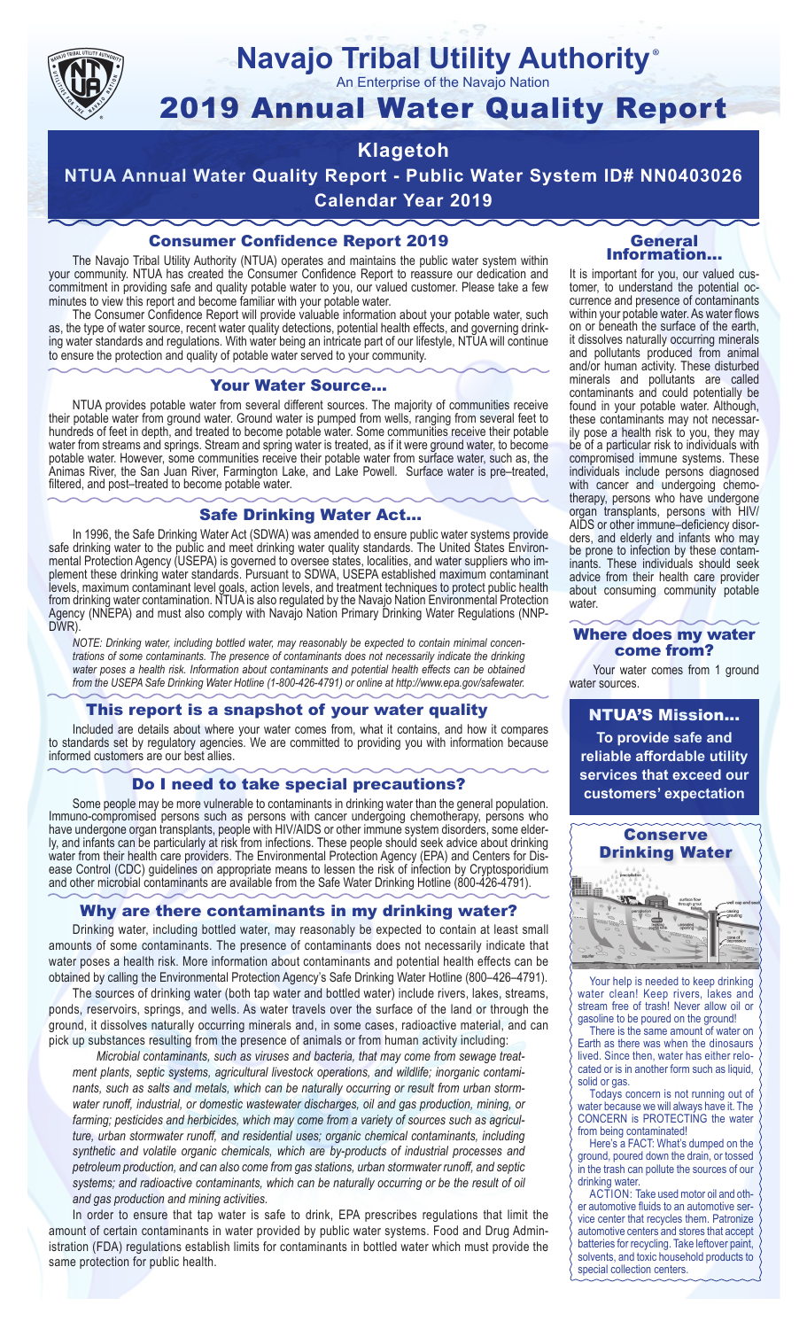# Navajo Tribal Utility Authority®

An Enterprise of the Navajo Nation

# 2019 Annual Water Quality Report

## Klagetoh

## NTUA Annual Water Quality Report - Public Water System ID# NN0403026

## Calendar Year 2019

### Consumer Confidence Report 2019

The Navajo Tribal Utility Authority (NTUA) operates and maintains the public water system within your community. NTUA has created the Consumer Confidence Report to reassure our dedication and commitment in providing safe and quality potable water to you, our valued customer. Please take a few minutes to view this report and become familiar with your potable water.

The Consumer Confidence Report will provide valuable information about your potable water, such as, the type of water source, recent water quality detections, potential health effects, and governing drinking water standards and regulations. With water being an intricate part of our lifestyle, NTUA will continue to ensure the protection and quality of potable water served to your community.

### Your Water Source…

NTUA provides potable water from several different sources. The majority of communities receive their potable water from ground water. Ground water is pumped from wells, ranging from several feet to hundreds of feet in depth, and treated to become potable water. Some communities receive their potable water from streams and springs. Stream and spring water is treated, as if it were ground water, to become potable water. However, some communities receive their potable water from surface water, such as, the Animas River, the San Juan River, Farmington Lake, and Lake Powell. Surface water is pre–treated, filtered, and post–treated to become potable water.

### Safe Drinking Water Act…

In 1996, the Safe Drinking Water Act (SDWA) was amended to ensure public water systems provide safe drinking water to the public and meet drinking water quality standards. The United States Environmental Protection Agency (USEPA) is governed to oversee states, localities, and water suppliers who implement these drinking water standards. Pursuant to SDWA, USEPA established maximum contaminant levels, maximum contaminant level goals, action levels, and treatment techniques to protect public health from drinking water contamination. NTUA is also regulated by the Navajo Nation Environmental Protection Agency (NNEPA) and must also comply with Navajo Nation Primary Drinking Water Regulations (NNPDWR).

*NOTE: Drinking water, including bottled water, may reasonably be expected to contain minimal concentrations of some contaminants. The presence of contaminants does not necessarily indicate the drinking water poses a health risk. Information about contaminants and potential health effects can be obtained from the USEPA Safe Drinking Water Hotline (1-800-426-4791) or online at http://www.epa.gov/safewater.*

### This report is a snapshot of your water quality

Included are details about where your water comes from, what it contains, and how it compares to standards set by regulatory agencies. We are committed to providing you with information because informed customers are our best allies.

### Do I need to take special precautions?

Some people may be more vulnerable to contaminants in drinking water than the general population. Immuno-compromised persons such as persons with cancer undergoing chemotherapy, persons who have undergone organ transplants, people with HIV/AIDS or other immune system disorders, some elderly, and infants can be particularly at risk from infections. These people should seek advice about drinking water from their health care providers. The Environmental Protection Agency (EPA) and Centers for Disease Control (CDC) guidelines on appropriate means to lessen the risk of infection by Cryptosporidium and other microbial contaminants are available from the Safe Water Drinking Hotline (800-426-4791).

### Why are there contaminants in my drinking water?

Drinking water, including bottled water, may reasonably be expected to contain at least small amounts of some contaminants. The presence of contaminants does not necessarily indicate that water poses a health risk. More information about contaminants and potential health effects can be obtained by calling the Environmental Protection Agency's Safe Drinking Water Hotline (800–426–4791).

The sources of drinking water (both tap water and bottled water) include rivers, lakes, streams, ponds, reservoirs, springs, and wells. As water travels over the surface of the land or through the ground, it dissolves naturally occurring minerals and, in some cases, radioactive material, and can pick up substances resulting from the presence of animals or from human activity including:

*Microbial contaminants, such as viruses and bacteria, that may come from sewage treatment plants, septic systems, agricultural livestock operations, and wildlife; inorganic contaminants, such as salts and metals, which can be naturally occurring or result from urban stormwater runoff, industrial, or domestic wastewater discharges, oil and gas production, mining, or farming; pesticides and herbicides, which may come from a variety of sources such as agriculture, urban stormwater runoff, and residential uses; organic chemical contaminants, including synthetic and volatile organic chemicals, which are by-products of industrial processes and petroleum production, and can also come from gas stations, urban stormwater runoff, and septic systems; and radioactive contaminants, which can be naturally occurring or be the result of oil and gas production and mining activities.*

In order to ensure that tap water is safe to drink, EPA prescribes regulations that limit the amount of certain contaminants in water provided by public water systems. Food and Drug Administration (FDA) regulations establish limits for contaminants in bottled water which must provide the same protection for public health.

### General Information…

It is important for you, our valued customer, to understand the potential occurrence and presence of contaminants within your potable water. As water flows on or beneath the surface of the earth, it dissolves naturally occurring minerals and pollutants produced from animal and/or human activity. These disturbed minerals and pollutants are called contaminants and could potentially be found in your potable water. Although, these contaminants may not necessarily pose a health risk to you, they may be of a particular risk to individuals with compromised immune systems. These individuals include persons diagnosed with cancer and undergoing chemotherapy, persons who have undergone organ transplants, persons with HIV/AIDS or other immune–deficiency disorders, and elderly and infants who may be prone to infection by these contaminants. These individuals should seek advice from their health care provider about consuming community potable water.

### Where does my water come from?

Your water comes from 1 ground water sources.

### NTUA'S Mission…

**To provide safe and reliable affordable utility services that exceed our customers' expectation**

### Conserve Drinking Water

Your help is needed to keep drinking water clean! Keep rivers, lakes and stream free of trash! Never allow oil or gasoline to be poured on the ground!

There is the same amount of water on Earth as there was when the dinosaurs lived. Since then, water has either relocated or is in another form such as liquid, solid or gas.

Todays concern is not running out of water because we will always have it. The CONCERN is PROTECTING the water from being contaminated!

Here's a FACT: What's dumped on the ground, poured down the drain, or tossed in the trash can pollute the sources of our drinking water.

ACTION: Take used motor oil and other automotive fluids to an automotive service center that recycles them. Patronize automotive centers and stores that accept batteries for recycling. Take leftover paint, solvents, and toxic household products to special collection centers.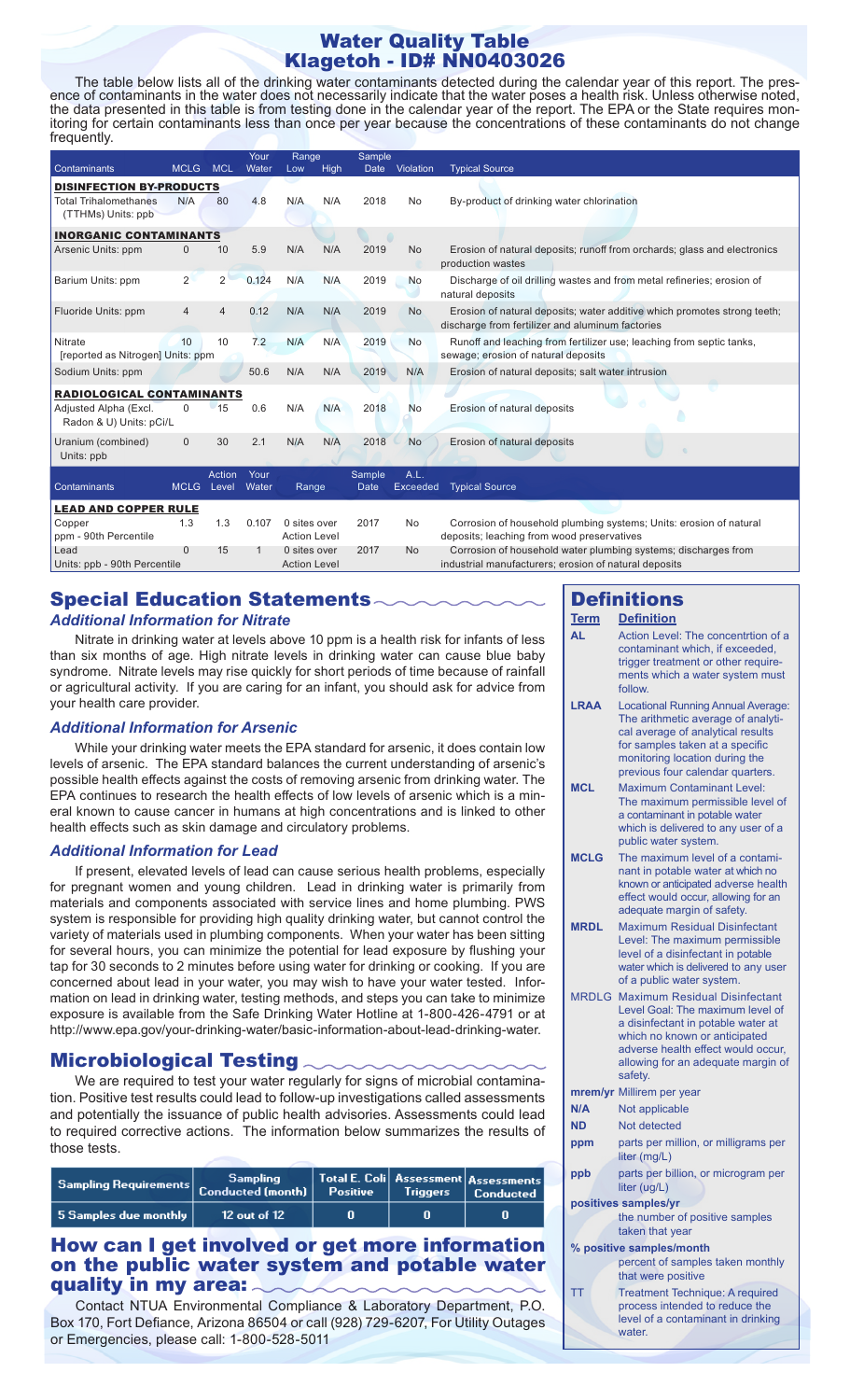# Water Quality Table
## Klagetoh - ID# NN0403026

The table below lists all of the drinking water contaminants detected during the calendar year of this report. The presence of contaminants in the water does not necessarily indicate that the water poses a health risk. Unless otherwise noted, the data presented in this table is from testing done in the calendar year of the report. The EPA or the State requires monitoring for certain contaminants less than once per year because the concentrations of these contaminants do not change frequently.

| Contaminants | MCLG | MCL | Your Water | Range Low | Range High | Sample Date | Violation | Typical Source |
|---|---|---|---|---|---|---|---|---|
| **DISINFECTION BY-PRODUCTS** | | | | | | | | |
| Total Trihalomethanes (TTHMs) Units: ppb | N/A | 80 | 4.8 | N/A | N/A | 2018 | No | By-product of drinking water chlorination |
| **INORGANIC CONTAMINANTS** | | | | | | | | |
| Arsenic Units: ppm | 0 | 10 | 5.9 | N/A | N/A | 2019 | No | Erosion of natural deposits; runoff from orchards; glass and electronics production wastes |
| Barium Units: ppm | 2 | 2 | 0.124 | N/A | N/A | 2019 | No | Discharge of oil drilling wastes and from metal refineries; erosion of natural deposits |
| Fluoride Units: ppm | 4 | 4 | 0.12 | N/A | N/A | 2019 | No | Erosion of natural deposits; water additive which promotes strong teeth; discharge from fertilizer and aluminum factories |
| Nitrate [reported as Nitrogen] Units: ppm | 10 | 10 | 7.2 | N/A | N/A | 2019 | No | Runoff and leaching from fertilizer use; leaching from septic tanks, sewage; erosion of natural deposits |
| Sodium Units: ppm | | | 50.6 | N/A | N/A | 2019 | N/A | Erosion of natural deposits; salt water intrusion |
| **RADIOLOGICAL CONTAMINANTS** | | | | | | | | |
| Adjusted Alpha (Excl. Radon & U) Units: pCi/L | 0 | 15 | 0.6 | N/A | N/A | 2018 | No | Erosion of natural deposits |
| Uranium (combined) Units: ppb | 0 | 30 | 2.1 | N/A | N/A | 2018 | No | Erosion of natural deposits |

| Contaminants | MCLG | Action Level | Your Water | Range | Sample Date | A.L. Exceeded | Typical Source |
|---|---|---|---|---|---|---|---|
| **LEAD AND COPPER RULE** | | | | | | | |
| Copper ppm - 90th Percentile | 1.3 | 1.3 | 0.107 | 0 sites over Action Level | 2017 | No | Corrosion of household plumbing systems; Units: erosion of natural deposits; leaching from wood preservatives |
| Lead Units: ppb - 90th Percentile | 0 | 15 | 1 | 0 sites over Action Level | 2017 | No | Corrosion of household water plumbing systems; discharges from industrial manufacturers; erosion of natural deposits |

## Special Education Statements

### *Additional Information for Nitrate*

Nitrate in drinking water at levels above 10 ppm is a health risk for infants of less than six months of age. High nitrate levels in drinking water can cause blue baby syndrome. Nitrate levels may rise quickly for short periods of time because of rainfall or agricultural activity. If you are caring for an infant, you should ask for advice from your health care provider.

### *Additional Information for Arsenic*

While your drinking water meets the EPA standard for arsenic, it does contain low levels of arsenic. The EPA standard balances the current understanding of arsenic's possible health effects against the costs of removing arsenic from drinking water. The EPA continues to research the health effects of low levels of arsenic which is a mineral known to cause cancer in humans at high concentrations and is linked to other health effects such as skin damage and circulatory problems.

### *Additional Information for Lead*

If present, elevated levels of lead can cause serious health problems, especially for pregnant women and young children. Lead in drinking water is primarily from materials and components associated with service lines and home plumbing. PWS system is responsible for providing high quality drinking water, but cannot control the variety of materials used in plumbing components. When your water has been sitting for several hours, you can minimize the potential for lead exposure by flushing your tap for 30 seconds to 2 minutes before using water for drinking or cooking. If you are concerned about lead in your water, you may wish to have your water tested. Information on lead in drinking water, testing methods, and steps you can take to minimize exposure is available from the Safe Drinking Water Hotline at 1-800-426-4791 or at http://www.epa.gov/your-drinking-water/basic-information-about-lead-drinking-water.

## Microbiological Testing

We are required to test your water regularly for signs of microbial contamination. Positive test results could lead to follow-up investigations called assessments and potentially the issuance of public health advisories. Assessments could lead to required corrective actions. The information below summarizes the results of those tests.

| Sampling Requirements | Sampling Conducted (month) | Total E. Coli Positive | Assessment Triggers | Assessments Conducted |
|---|---|---|---|---|
| 5 Samples due monthly | 12 out of 12 | 0 | 0 | 0 |

## How can I get involved or get more information on the public water system and potable water quality in my area:

Contact NTUA Environmental Compliance & Laboratory Department, P.O. Box 170, Fort Defiance, Arizona 86504 or call (928) 729-6207, For Utility Outages or Emergencies, please call: 1-800-528-5011

## Definitions

| Term | Definition |
|---|---|
| AL | Action Level: The concentrtion of a contaminant which, if exceeded, trigger treatment or other requirements which a water system must follow. |
| LRAA | Locational Running Annual Average: The arithmetic average of analytical average of analytical results for samples taken at a specific monitoring location during the previous four calendar quarters. |
| MCL | Maximum Contaminant Level: The maximum permissible level of a contaminant in potable water which is delivered to any user of a public water system. |
| MCLG | The maximum level of a contaminant in potable water at which no known or anticipated adverse health effect would occur, allowing for an adequate margin of safety. |
| MRDL | Maximum Residual Disinfectant Level: The maximum permissible level of a disinfectant in potable water which is delivered to any user of a public water system. |
| MRDLG | Maximum Residual Disinfectant Level Goal: The maximum level of a disinfectant in potable water at which no known or anticipated adverse health effect would occur, allowing for an adequate margin of safety. |
| mrem/yr | Millirem per year |
| N/A | Not applicable |
| ND | Not detected |
| ppm | parts per million, or milligrams per liter (mg/L) |
| ppb | parts per billion, or microgram per liter (ug/L) |
| positives samples/yr | the number of positive samples taken that year |
| % positive samples/month | percent of samples taken monthly that were positive |
| TT | Treatment Technique: A required process intended to reduce the level of a contaminant in drinking water. |